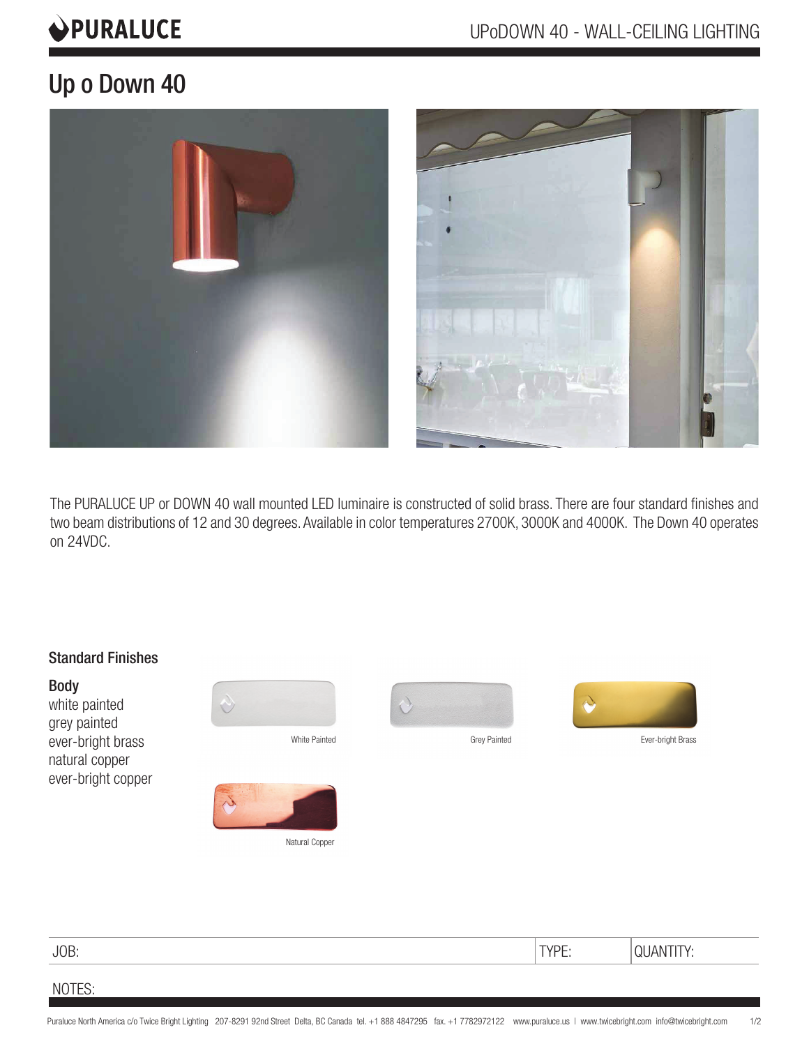# Up o Down 40

The PURALUCE UP or DOWN 40 wall mounted LED luminaire is constructed of solid brass. There are four standard finishes and two beam distributions of 12 and 30 degrees. Available in color temperatures 2700K, 3000K and 4000K. The Down 40 operates on 24VDC.

## Standard Finishes

### Body

white painted
grey painted
ever-bright brass
natural copper
ever-bright copper

White Painted

Grey Painted

Ever-bright Brass

Natural Copper

| JOB: | TYPE: | QUANTITY: |
| --- | --- | --- |

NOTES:

Puraluce North America c/o Twice Bright Lighting 207-8291 92nd Street Delta, BC Canada tel. +1 888 4847295 fax. +1 7782972122 www.puraluce.us | www.twicebright.com info@twicebright.com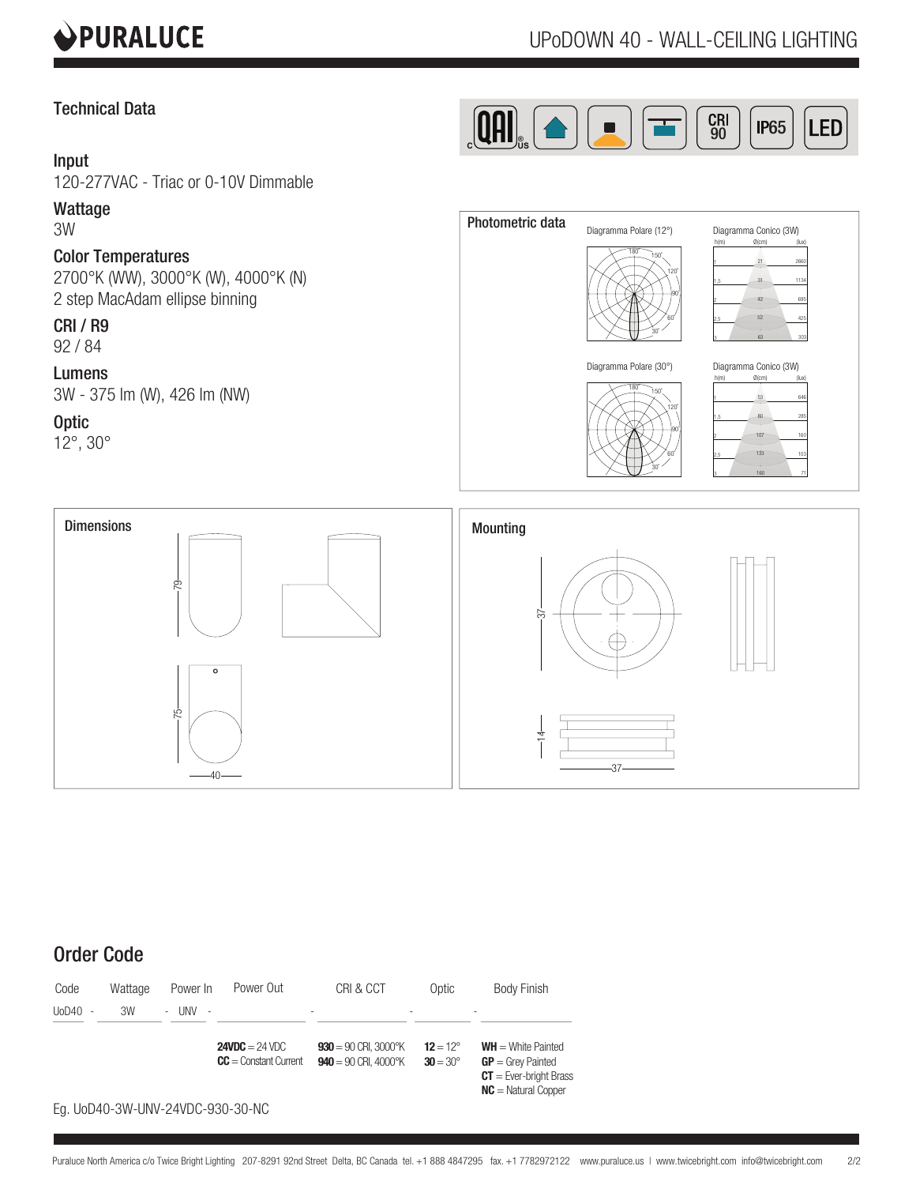# UPoDOWN 40 - WALL-CEILING LIGHTING

## Technical Data

cQAIus | CRI 90 | IP65 | LED

### Input
120-277VAC - Triac or 0-10V Dimmable

### Wattage
3W

### Color Temperatures
2700°K (WW), 3000°K (W), 4000°K (N)
2 step MacAdam ellipse binning

### CRI / R9
92 / 84

### Lumens
3W - 375 lm (W), 426 lm (NW)

### Optic
12°, 30°

## Photometric data

Diagramma Polare (12°)

Diagramma Conico (3W)

h(m) Ø(cm) (lux)

1 21 2660
1.5 31 1134
2 42 695
2.5 52 425
3 63 303

Diagramma Polare (30°)

Diagramma Conico (3W)

h(m) Ø(cm) (lux)

1 53 646
1.5 80 285
2 107 160
2.5 133 103
3 160 71

## Dimensions

79
75
40

## Mounting

37
14
37

## Order Code

| Code | Wattage | Power In | Power Out | CRI & CCT | Optic | Body Finish |
|---|---|---|---|---|---|---|
| UoD40 - | 3W | - UNV - | - | - | - | |
| | | | **24VDC** = 24 VDC<br>**CC** = Constant Current | **930** = 90 CRI, 3000°K<br>**940** = 90 CRI, 4000°K | **12** = 12°<br>**30** = 30° | **WH** = White Painted<br>**GP** = Grey Painted<br>**CT** = Ever-bright Brass<br>**NC** = Natural Copper |

Eg. UoD40-3W-UNV-24VDC-930-30-NC

Puraluce North America c/o Twice Bright Lighting 207-8291 92nd Street Delta, BC Canada tel. +1 888 4847295 fax. +1 7782972122 www.puraluce.us | www.twicebright.com info@twicebright.com